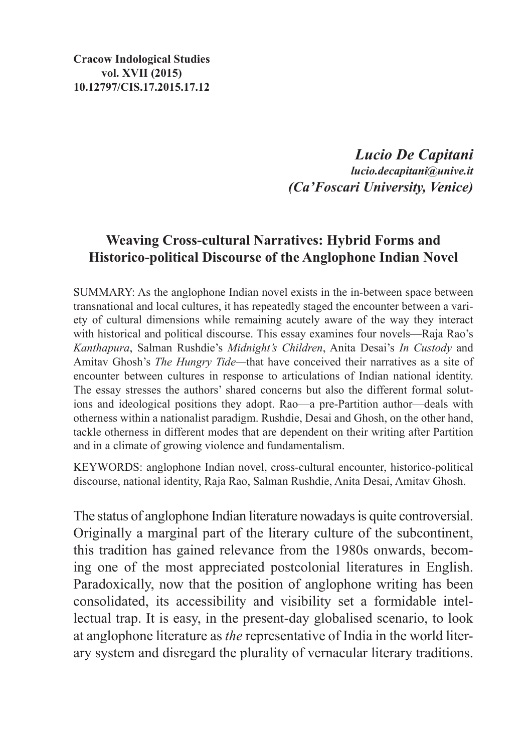**Cracow Indological Studies**
**vol. XVII (2015)**
**10.12797/CIS.17.2015.17.12**

***Lucio De Capitani***
***lucio.decapitani@unive.it***
***(Ca'Foscari University, Venice)***

# Weaving Cross-cultural Narratives: Hybrid Forms and Historico-political Discourse of the Anglophone Indian Novel

SUMMARY: As the anglophone Indian novel exists in the in-between space between transnational and local cultures, it has repeatedly staged the encounter between a variety of cultural dimensions while remaining acutely aware of the way they interact with historical and political discourse. This essay examines four novels—Raja Rao's *Kanthapura*, Salman Rushdie's *Midnight's Children*, Anita Desai's *In Custody* and Amitav Ghosh's *The Hungry Tide*—that have conceived their narratives as a site of encounter between cultures in response to articulations of Indian national identity. The essay stresses the authors' shared concerns but also the different formal solutions and ideological positions they adopt. Rao—a pre-Partition author—deals with otherness within a nationalist paradigm. Rushdie, Desai and Ghosh, on the other hand, tackle otherness in different modes that are dependent on their writing after Partition and in a climate of growing violence and fundamentalism.

KEYWORDS: anglophone Indian novel, cross-cultural encounter, historico-political discourse, national identity, Raja Rao, Salman Rushdie, Anita Desai, Amitav Ghosh.

The status of anglophone Indian literature nowadays is quite controversial. Originally a marginal part of the literary culture of the subcontinent, this tradition has gained relevance from the 1980s onwards, becoming one of the most appreciated postcolonial literatures in English. Paradoxically, now that the position of anglophone writing has been consolidated, its accessibility and visibility set a formidable intellectual trap. It is easy, in the present-day globalised scenario, to look at anglophone literature as *the* representative of India in the world literary system and disregard the plurality of vernacular literary traditions.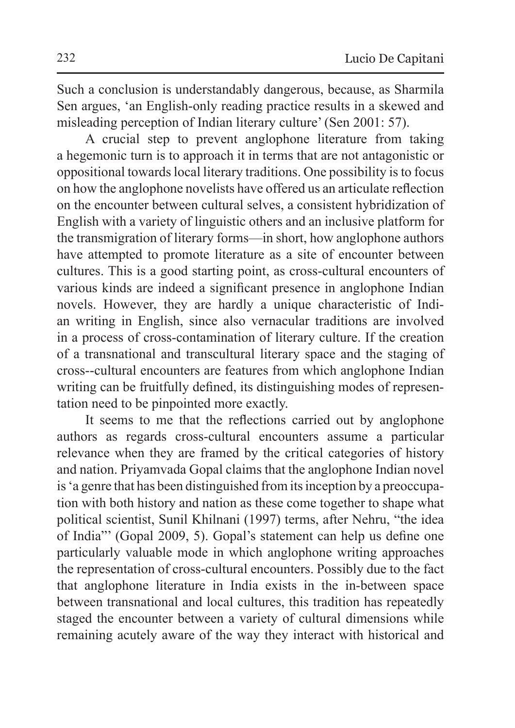Such a conclusion is understandably dangerous, because, as Sharmila Sen argues, 'an English-only reading practice results in a skewed and misleading perception of Indian literary culture' (Sen 2001: 57).

A crucial step to prevent anglophone literature from taking a hegemonic turn is to approach it in terms that are not antagonistic or oppositional towards local literary traditions. One possibility is to focus on how the anglophone novelists have offered us an articulate reflection on the encounter between cultural selves, a consistent hybridization of English with a variety of linguistic others and an inclusive platform for the transmigration of literary forms—in short, how anglophone authors have attempted to promote literature as a site of encounter between cultures. This is a good starting point, as cross-cultural encounters of various kinds are indeed a significant presence in anglophone Indian novels. However, they are hardly a unique characteristic of Indian writing in English, since also vernacular traditions are involved in a process of cross-contamination of literary culture. If the creation of a transnational and transcultural literary space and the staging of cross--cultural encounters are features from which anglophone Indian writing can be fruitfully defined, its distinguishing modes of representation need to be pinpointed more exactly.

It seems to me that the reflections carried out by anglophone authors as regards cross-cultural encounters assume a particular relevance when they are framed by the critical categories of history and nation. Priyamvada Gopal claims that the anglophone Indian novel is 'a genre that has been distinguished from its inception by a preoccupation with both history and nation as these come together to shape what political scientist, Sunil Khilnani (1997) terms, after Nehru, "the idea of India"' (Gopal 2009, 5). Gopal's statement can help us define one particularly valuable mode in which anglophone writing approaches the representation of cross-cultural encounters. Possibly due to the fact that anglophone literature in India exists in the in-between space between transnational and local cultures, this tradition has repeatedly staged the encounter between a variety of cultural dimensions while remaining acutely aware of the way they interact with historical and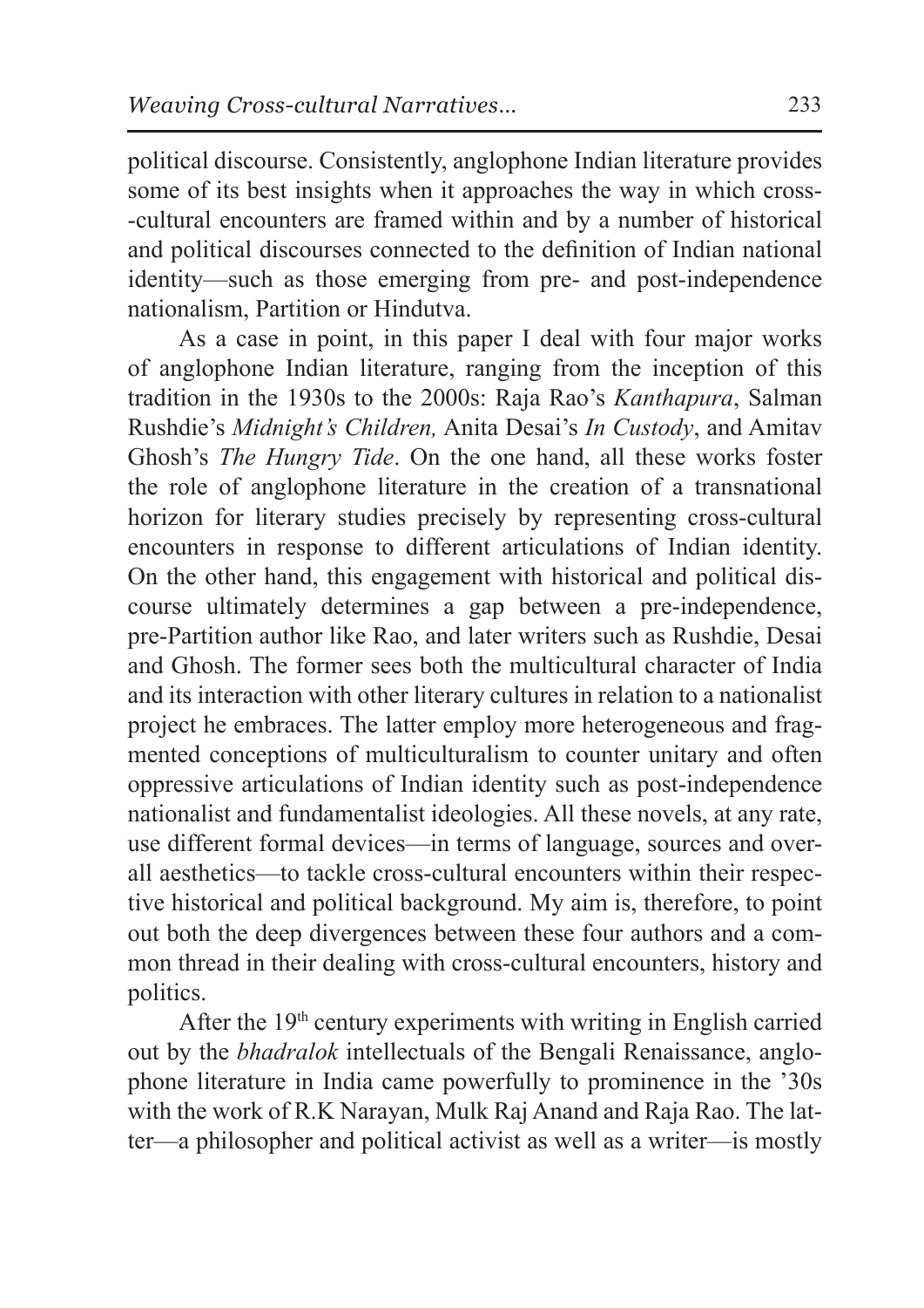political discourse. Consistently, anglophone Indian literature provides some of its best insights when it approaches the way in which cross--cultural encounters are framed within and by a number of historical and political discourses connected to the definition of Indian national identity—such as those emerging from pre- and post-independence nationalism, Partition or Hindutva.

As a case in point, in this paper I deal with four major works of anglophone Indian literature, ranging from the inception of this tradition in the 1930s to the 2000s: Raja Rao's *Kanthapura*, Salman Rushdie's *Midnight's Children,* Anita Desai's *In Custody*, and Amitav Ghosh's *The Hungry Tide*. On the one hand, all these works foster the role of anglophone literature in the creation of a transnational horizon for literary studies precisely by representing cross-cultural encounters in response to different articulations of Indian identity. On the other hand, this engagement with historical and political discourse ultimately determines a gap between a pre-independence, pre-Partition author like Rao, and later writers such as Rushdie, Desai and Ghosh. The former sees both the multicultural character of India and its interaction with other literary cultures in relation to a nationalist project he embraces. The latter employ more heterogeneous and fragmented conceptions of multiculturalism to counter unitary and often oppressive articulations of Indian identity such as post-independence nationalist and fundamentalist ideologies. All these novels, at any rate, use different formal devices—in terms of language, sources and overall aesthetics—to tackle cross-cultural encounters within their respective historical and political background. My aim is, therefore, to point out both the deep divergences between these four authors and a common thread in their dealing with cross-cultural encounters, history and politics.

After the 19th century experiments with writing in English carried out by the *bhadralok* intellectuals of the Bengali Renaissance, anglophone literature in India came powerfully to prominence in the '30s with the work of R.K Narayan, Mulk Raj Anand and Raja Rao. The latter—a philosopher and political activist as well as a writer—is mostly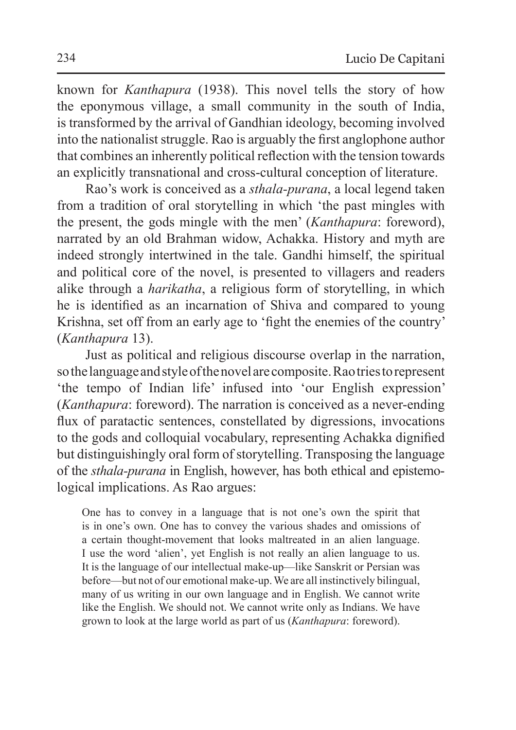known for *Kanthapura* (1938). This novel tells the story of how the eponymous village, a small community in the south of India, is transformed by the arrival of Gandhian ideology, becoming involved into the nationalist struggle. Rao is arguably the first anglophone author that combines an inherently political reflection with the tension towards an explicitly transnational and cross-cultural conception of literature.

Rao's work is conceived as a *sthala-purana*, a local legend taken from a tradition of oral storytelling in which 'the past mingles with the present, the gods mingle with the men' (*Kanthapura*: foreword), narrated by an old Brahman widow, Achakka. History and myth are indeed strongly intertwined in the tale. Gandhi himself, the spiritual and political core of the novel, is presented to villagers and readers alike through a *harikatha*, a religious form of storytelling, in which he is identified as an incarnation of Shiva and compared to young Krishna, set off from an early age to 'fight the enemies of the country' (*Kanthapura* 13).

Just as political and religious discourse overlap in the narration, so the language and style of the novel are composite. Rao tries to represent 'the tempo of Indian life' infused into 'our English expression' (*Kanthapura*: foreword). The narration is conceived as a never-ending flux of paratactic sentences, constellated by digressions, invocations to the gods and colloquial vocabulary, representing Achakka dignified but distinguishingly oral form of storytelling. Transposing the language of the *sthala-purana* in English, however, has both ethical and epistemological implications. As Rao argues:

> One has to convey in a language that is not one's own the spirit that is in one's own. One has to convey the various shades and omissions of a certain thought-movement that looks maltreated in an alien language. I use the word 'alien', yet English is not really an alien language to us. It is the language of our intellectual make-up—like Sanskrit or Persian was before—but not of our emotional make-up. We are all instinctively bilingual, many of us writing in our own language and in English. We cannot write like the English. We should not. We cannot write only as Indians. We have grown to look at the large world as part of us (*Kanthapura*: foreword).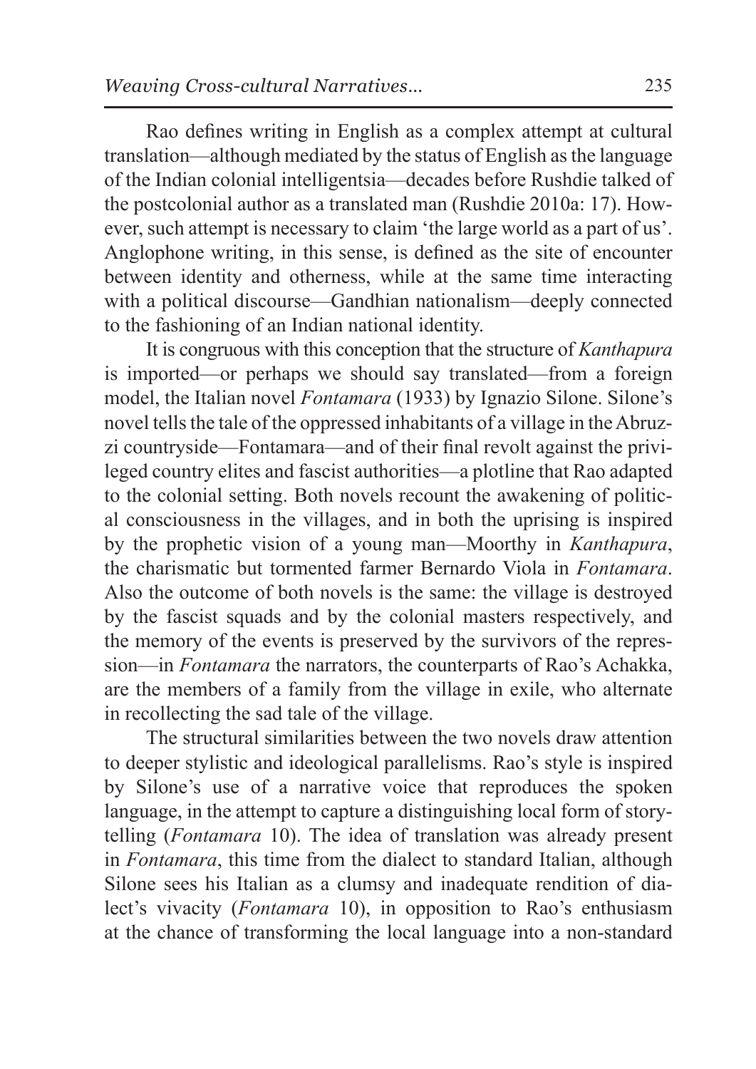Rao defines writing in English as a complex attempt at cultural translation—although mediated by the status of English as the language of the Indian colonial intelligentsia—decades before Rushdie talked of the postcolonial author as a translated man (Rushdie 2010a: 17). However, such attempt is necessary to claim 'the large world as a part of us'. Anglophone writing, in this sense, is defined as the site of encounter between identity and otherness, while at the same time interacting with a political discourse—Gandhian nationalism—deeply connected to the fashioning of an Indian national identity.

It is congruous with this conception that the structure of *Kanthapura* is imported—or perhaps we should say translated—from a foreign model, the Italian novel *Fontamara* (1933) by Ignazio Silone. Silone's novel tells the tale of the oppressed inhabitants of a village in the Abruzzi countryside—Fontamara—and of their final revolt against the privileged country elites and fascist authorities—a plotline that Rao adapted to the colonial setting. Both novels recount the awakening of political consciousness in the villages, and in both the uprising is inspired by the prophetic vision of a young man—Moorthy in *Kanthapura*, the charismatic but tormented farmer Bernardo Viola in *Fontamara*. Also the outcome of both novels is the same: the village is destroyed by the fascist squads and by the colonial masters respectively, and the memory of the events is preserved by the survivors of the repression—in *Fontamara* the narrators, the counterparts of Rao's Achakka, are the members of a family from the village in exile, who alternate in recollecting the sad tale of the village.

The structural similarities between the two novels draw attention to deeper stylistic and ideological parallelisms. Rao's style is inspired by Silone's use of a narrative voice that reproduces the spoken language, in the attempt to capture a distinguishing local form of storytelling (*Fontamara* 10). The idea of translation was already present in *Fontamara*, this time from the dialect to standard Italian, although Silone sees his Italian as a clumsy and inadequate rendition of dialect's vivacity (*Fontamara* 10), in opposition to Rao's enthusiasm at the chance of transforming the local language into a non-standard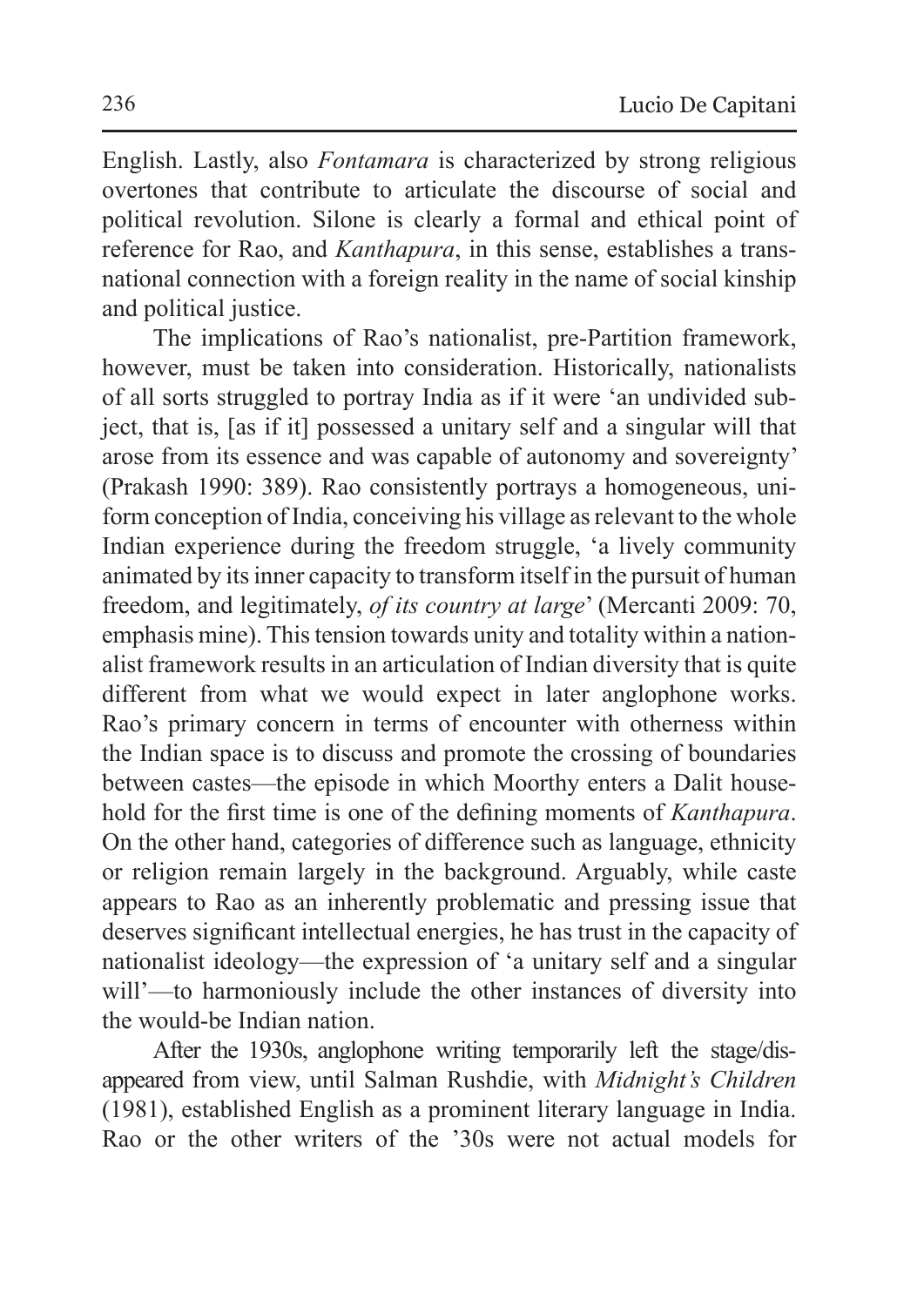English. Lastly, also *Fontamara* is characterized by strong religious overtones that contribute to articulate the discourse of social and political revolution. Silone is clearly a formal and ethical point of reference for Rao, and *Kanthapura*, in this sense, establishes a transnational connection with a foreign reality in the name of social kinship and political justice.

The implications of Rao's nationalist, pre-Partition framework, however, must be taken into consideration. Historically, nationalists of all sorts struggled to portray India as if it were 'an undivided subject, that is, [as if it] possessed a unitary self and a singular will that arose from its essence and was capable of autonomy and sovereignty' (Prakash 1990: 389). Rao consistently portrays a homogeneous, uniform conception of India, conceiving his village as relevant to the whole Indian experience during the freedom struggle, 'a lively community animated by its inner capacity to transform itself in the pursuit of human freedom, and legitimately, *of its country at large*' (Mercanti 2009: 70, emphasis mine). This tension towards unity and totality within a nationalist framework results in an articulation of Indian diversity that is quite different from what we would expect in later anglophone works. Rao's primary concern in terms of encounter with otherness within the Indian space is to discuss and promote the crossing of boundaries between castes—the episode in which Moorthy enters a Dalit household for the first time is one of the defining moments of *Kanthapura*. On the other hand, categories of difference such as language, ethnicity or religion remain largely in the background. Arguably, while caste appears to Rao as an inherently problematic and pressing issue that deserves significant intellectual energies, he has trust in the capacity of nationalist ideology—the expression of 'a unitary self and a singular will'—to harmoniously include the other instances of diversity into the would-be Indian nation.

After the 1930s, anglophone writing temporarily left the stage/disappeared from view, until Salman Rushdie, with *Midnight's Children* (1981), established English as a prominent literary language in India. Rao or the other writers of the '30s were not actual models for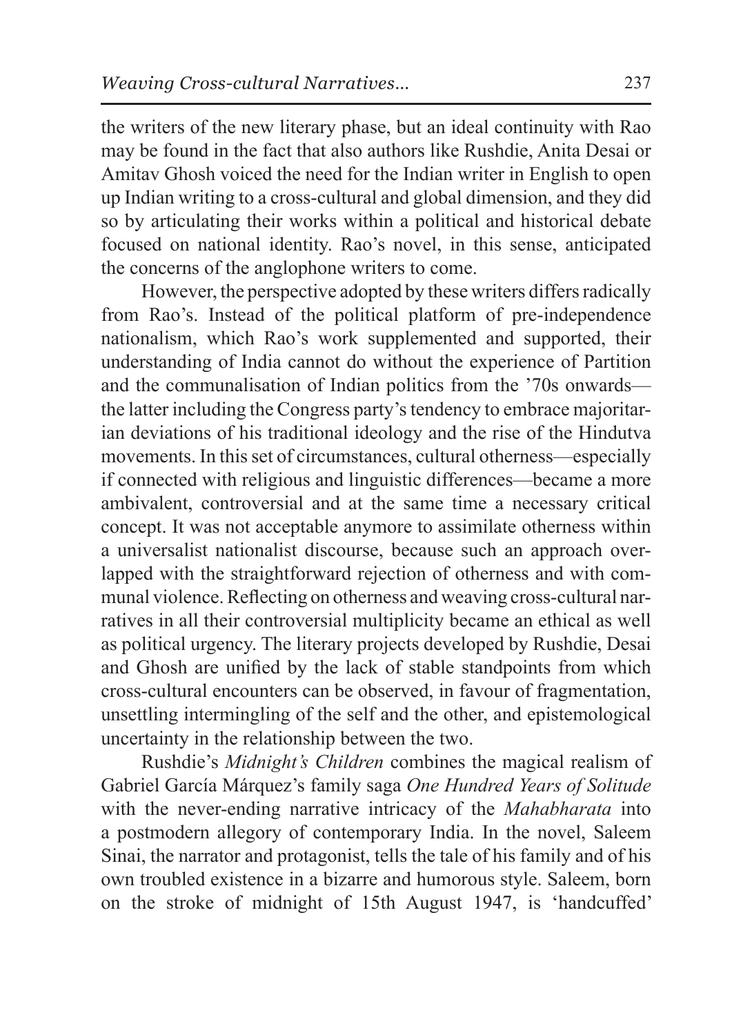the writers of the new literary phase, but an ideal continuity with Rao may be found in the fact that also authors like Rushdie, Anita Desai or Amitav Ghosh voiced the need for the Indian writer in English to open up Indian writing to a cross-cultural and global dimension, and they did so by articulating their works within a political and historical debate focused on national identity. Rao's novel, in this sense, anticipated the concerns of the anglophone writers to come.

However, the perspective adopted by these writers differs radically from Rao's. Instead of the political platform of pre-independence nationalism, which Rao's work supplemented and supported, their understanding of India cannot do without the experience of Partition and the communalisation of Indian politics from the '70s onwards—the latter including the Congress party's tendency to embrace majoritarian deviations of his traditional ideology and the rise of the Hindutva movements. In this set of circumstances, cultural otherness—especially if connected with religious and linguistic differences—became a more ambivalent, controversial and at the same time a necessary critical concept. It was not acceptable anymore to assimilate otherness within a universalist nationalist discourse, because such an approach overlapped with the straightforward rejection of otherness and with communal violence. Reflecting on otherness and weaving cross-cultural narratives in all their controversial multiplicity became an ethical as well as political urgency. The literary projects developed by Rushdie, Desai and Ghosh are unified by the lack of stable standpoints from which cross-cultural encounters can be observed, in favour of fragmentation, unsettling intermingling of the self and the other, and epistemological uncertainty in the relationship between the two.

Rushdie's *Midnight's Children* combines the magical realism of Gabriel García Márquez's family saga *One Hundred Years of Solitude* with the never-ending narrative intricacy of the *Mahabharata* into a postmodern allegory of contemporary India. In the novel, Saleem Sinai, the narrator and protagonist, tells the tale of his family and of his own troubled existence in a bizarre and humorous style. Saleem, born on the stroke of midnight of 15th August 1947, is 'handcuffed'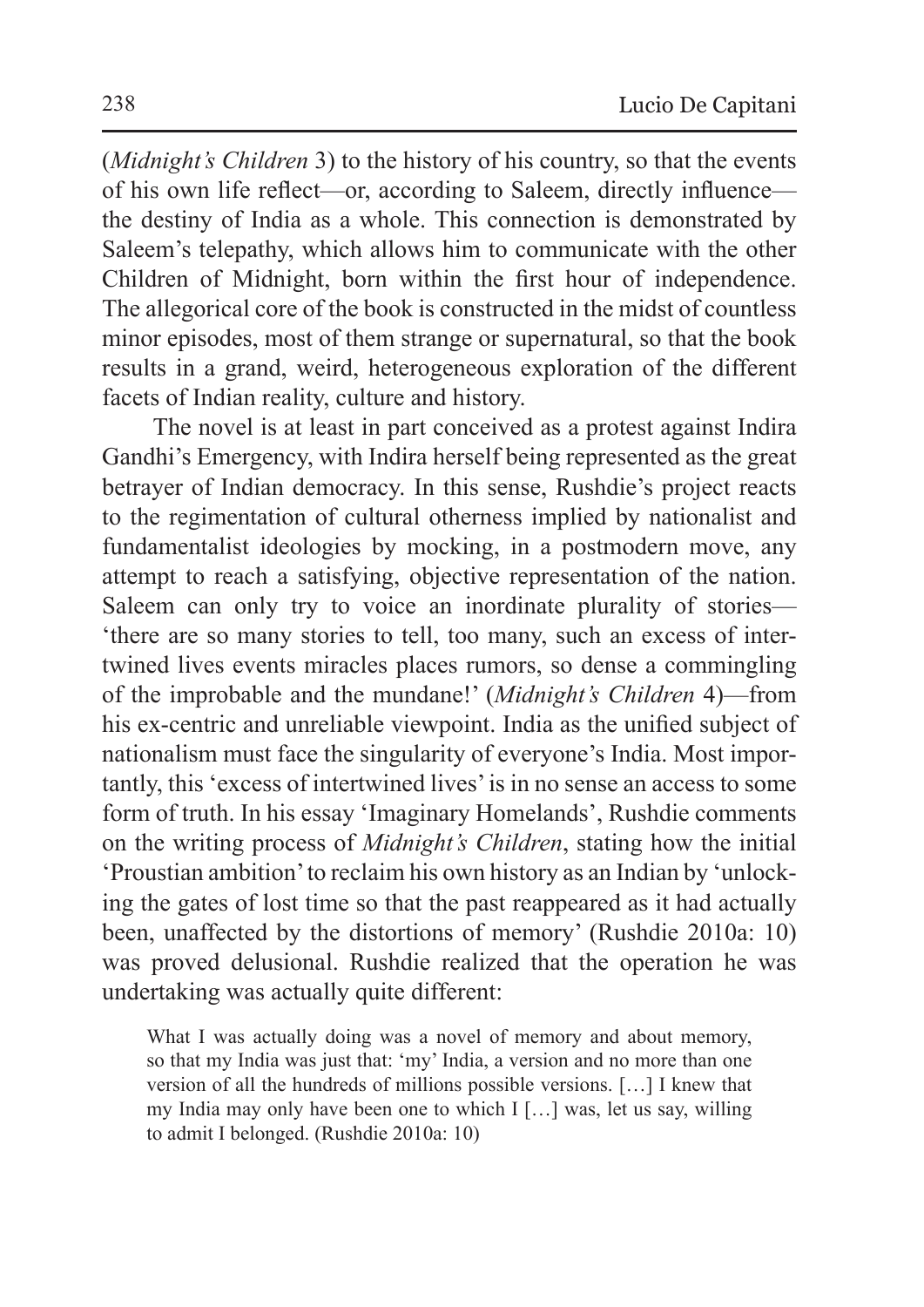(*Midnight's Children* 3) to the history of his country, so that the events of his own life reflect—or, according to Saleem, directly influence—the destiny of India as a whole. This connection is demonstrated by Saleem's telepathy, which allows him to communicate with the other Children of Midnight, born within the first hour of independence. The allegorical core of the book is constructed in the midst of countless minor episodes, most of them strange or supernatural, so that the book results in a grand, weird, heterogeneous exploration of the different facets of Indian reality, culture and history.

The novel is at least in part conceived as a protest against Indira Gandhi's Emergency, with Indira herself being represented as the great betrayer of Indian democracy. In this sense, Rushdie's project reacts to the regimentation of cultural otherness implied by nationalist and fundamentalist ideologies by mocking, in a postmodern move, any attempt to reach a satisfying, objective representation of the nation. Saleem can only try to voice an inordinate plurality of stories—'there are so many stories to tell, too many, such an excess of intertwined lives events miracles places rumors, so dense a commingling of the improbable and the mundane!' (*Midnight's Children* 4)—from his ex-centric and unreliable viewpoint. India as the unified subject of nationalism must face the singularity of everyone's India. Most importantly, this 'excess of intertwined lives' is in no sense an access to some form of truth. In his essay 'Imaginary Homelands', Rushdie comments on the writing process of *Midnight's Children*, stating how the initial 'Proustian ambition' to reclaim his own history as an Indian by 'unlocking the gates of lost time so that the past reappeared as it had actually been, unaffected by the distortions of memory' (Rushdie 2010a: 10) was proved delusional. Rushdie realized that the operation he was undertaking was actually quite different:

> What I was actually doing was a novel of memory and about memory, so that my India was just that: 'my' India, a version and no more than one version of all the hundreds of millions possible versions. […] I knew that my India may only have been one to which I […] was, let us say, willing to admit I belonged. (Rushdie 2010a: 10)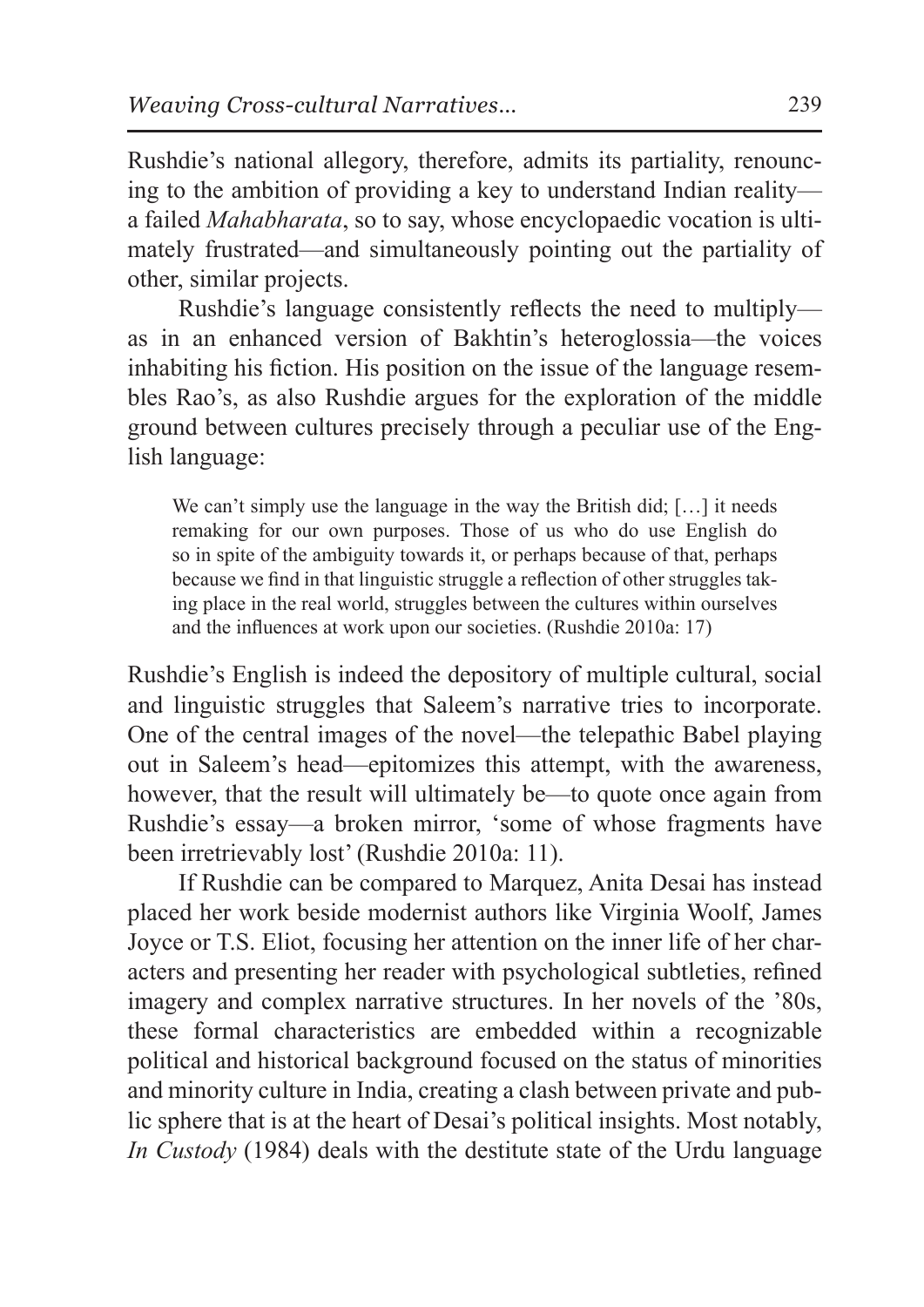Rushdie's national allegory, therefore, admits its partiality, renouncing to the ambition of providing a key to understand Indian reality—a failed *Mahabharata*, so to say, whose encyclopaedic vocation is ultimately frustrated—and simultaneously pointing out the partiality of other, similar projects.

Rushdie's language consistently reflects the need to multiply—as in an enhanced version of Bakhtin's heteroglossia—the voices inhabiting his fiction. His position on the issue of the language resembles Rao's, as also Rushdie argues for the exploration of the middle ground between cultures precisely through a peculiar use of the English language:

> We can't simply use the language in the way the British did; […] it needs remaking for our own purposes. Those of us who do use English do so in spite of the ambiguity towards it, or perhaps because of that, perhaps because we find in that linguistic struggle a reflection of other struggles taking place in the real world, struggles between the cultures within ourselves and the influences at work upon our societies. (Rushdie 2010a: 17)

Rushdie's English is indeed the depository of multiple cultural, social and linguistic struggles that Saleem's narrative tries to incorporate. One of the central images of the novel—the telepathic Babel playing out in Saleem's head—epitomizes this attempt, with the awareness, however, that the result will ultimately be—to quote once again from Rushdie's essay—a broken mirror, 'some of whose fragments have been irretrievably lost' (Rushdie 2010a: 11).

If Rushdie can be compared to Marquez, Anita Desai has instead placed her work beside modernist authors like Virginia Woolf, James Joyce or T.S. Eliot, focusing her attention on the inner life of her characters and presenting her reader with psychological subtleties, refined imagery and complex narrative structures. In her novels of the '80s, these formal characteristics are embedded within a recognizable political and historical background focused on the status of minorities and minority culture in India, creating a clash between private and public sphere that is at the heart of Desai's political insights. Most notably, *In Custody* (1984) deals with the destitute state of the Urdu language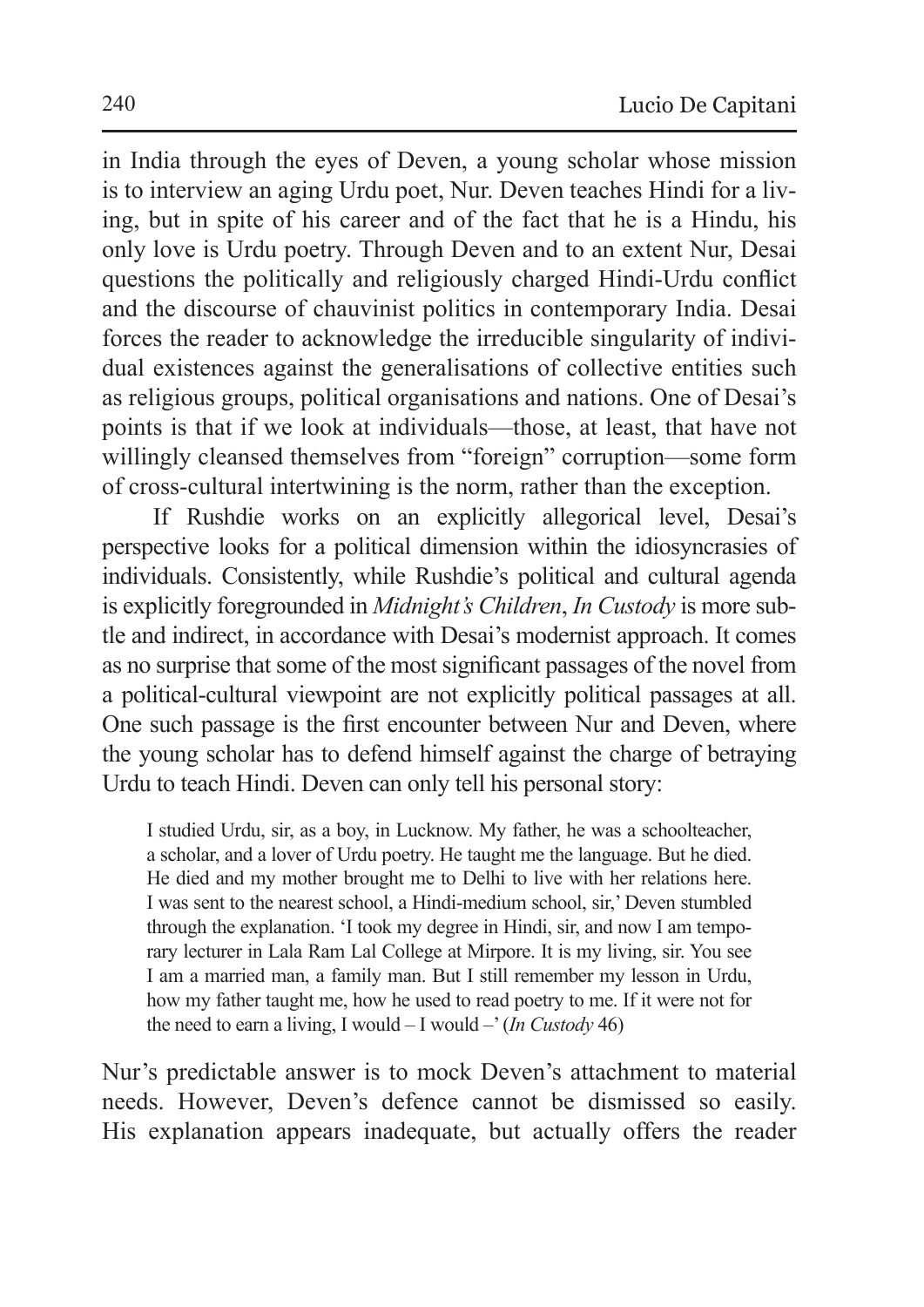in India through the eyes of Deven, a young scholar whose mission is to interview an aging Urdu poet, Nur. Deven teaches Hindi for a living, but in spite of his career and of the fact that he is a Hindu, his only love is Urdu poetry. Through Deven and to an extent Nur, Desai questions the politically and religiously charged Hindi-Urdu conflict and the discourse of chauvinist politics in contemporary India. Desai forces the reader to acknowledge the irreducible singularity of individual existences against the generalisations of collective entities such as religious groups, political organisations and nations. One of Desai's points is that if we look at individuals—those, at least, that have not willingly cleansed themselves from "foreign" corruption—some form of cross-cultural intertwining is the norm, rather than the exception.

If Rushdie works on an explicitly allegorical level, Desai's perspective looks for a political dimension within the idiosyncrasies of individuals. Consistently, while Rushdie's political and cultural agenda is explicitly foregrounded in *Midnight's Children*, *In Custody* is more subtle and indirect, in accordance with Desai's modernist approach. It comes as no surprise that some of the most significant passages of the novel from a political-cultural viewpoint are not explicitly political passages at all. One such passage is the first encounter between Nur and Deven, where the young scholar has to defend himself against the charge of betraying Urdu to teach Hindi. Deven can only tell his personal story:

> I studied Urdu, sir, as a boy, in Lucknow. My father, he was a schoolteacher, a scholar, and a lover of Urdu poetry. He taught me the language. But he died. He died and my mother brought me to Delhi to live with her relations here. I was sent to the nearest school, a Hindi-medium school, sir,' Deven stumbled through the explanation. 'I took my degree in Hindi, sir, and now I am temporary lecturer in Lala Ram Lal College at Mirpore. It is my living, sir. You see I am a married man, a family man. But I still remember my lesson in Urdu, how my father taught me, how he used to read poetry to me. If it were not for the need to earn a living, I would – I would –' (*In Custody* 46)

Nur's predictable answer is to mock Deven's attachment to material needs. However, Deven's defence cannot be dismissed so easily. His explanation appears inadequate, but actually offers the reader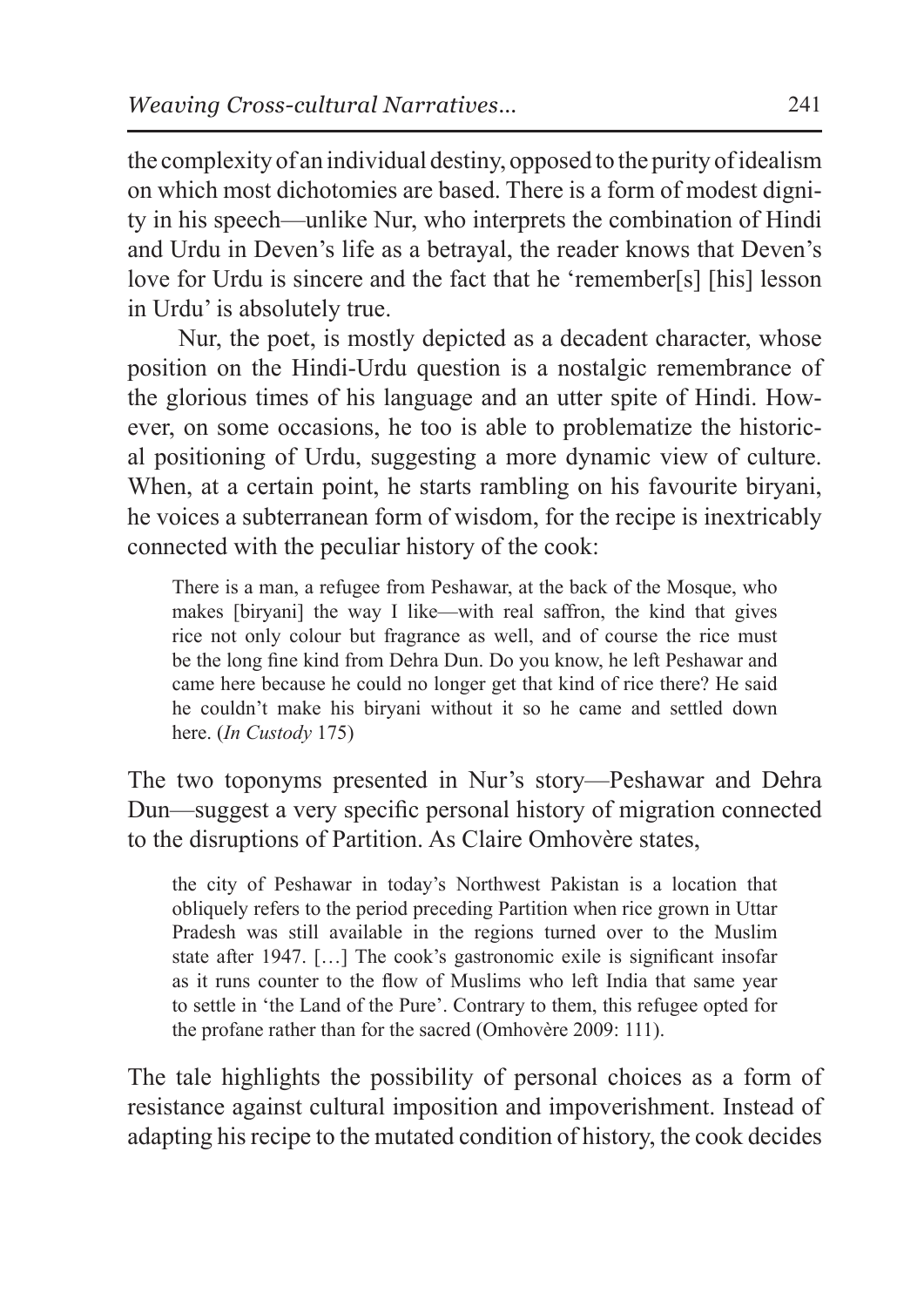the complexity of an individual destiny, opposed to the purity of idealism on which most dichotomies are based. There is a form of modest dignity in his speech—unlike Nur, who interprets the combination of Hindi and Urdu in Deven's life as a betrayal, the reader knows that Deven's love for Urdu is sincere and the fact that he 'remember[s] [his] lesson in Urdu' is absolutely true.

Nur, the poet, is mostly depicted as a decadent character, whose position on the Hindi-Urdu question is a nostalgic remembrance of the glorious times of his language and an utter spite of Hindi. However, on some occasions, he too is able to problematize the historical positioning of Urdu, suggesting a more dynamic view of culture. When, at a certain point, he starts rambling on his favourite biryani, he voices a subterranean form of wisdom, for the recipe is inextricably connected with the peculiar history of the cook:

> There is a man, a refugee from Peshawar, at the back of the Mosque, who makes [biryani] the way I like—with real saffron, the kind that gives rice not only colour but fragrance as well, and of course the rice must be the long fine kind from Dehra Dun. Do you know, he left Peshawar and came here because he could no longer get that kind of rice there? He said he couldn't make his biryani without it so he came and settled down here. (*In Custody* 175)

The two toponyms presented in Nur's story—Peshawar and Dehra Dun—suggest a very specific personal history of migration connected to the disruptions of Partition. As Claire Omhovère states,

> the city of Peshawar in today's Northwest Pakistan is a location that obliquely refers to the period preceding Partition when rice grown in Uttar Pradesh was still available in the regions turned over to the Muslim state after 1947. […] The cook's gastronomic exile is significant insofar as it runs counter to the flow of Muslims who left India that same year to settle in 'the Land of the Pure'. Contrary to them, this refugee opted for the profane rather than for the sacred (Omhovère 2009: 111).

The tale highlights the possibility of personal choices as a form of resistance against cultural imposition and impoverishment. Instead of adapting his recipe to the mutated condition of history, the cook decides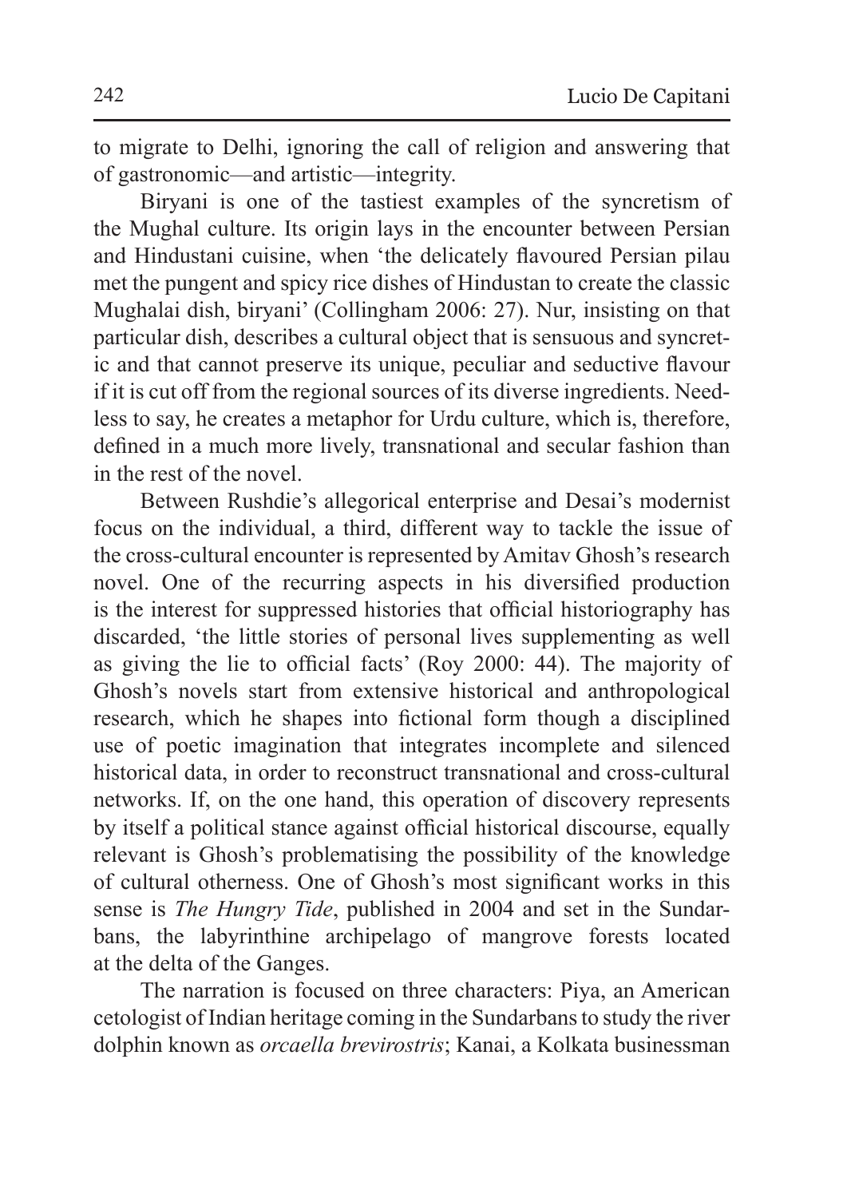to migrate to Delhi, ignoring the call of religion and answering that of gastronomic—and artistic—integrity.

Biryani is one of the tastiest examples of the syncretism of the Mughal culture. Its origin lays in the encounter between Persian and Hindustani cuisine, when 'the delicately flavoured Persian pilau met the pungent and spicy rice dishes of Hindustan to create the classic Mughalai dish, biryani' (Collingham 2006: 27). Nur, insisting on that particular dish, describes a cultural object that is sensuous and syncretic and that cannot preserve its unique, peculiar and seductive flavour if it is cut off from the regional sources of its diverse ingredients. Needless to say, he creates a metaphor for Urdu culture, which is, therefore, defined in a much more lively, transnational and secular fashion than in the rest of the novel.

Between Rushdie's allegorical enterprise and Desai's modernist focus on the individual, a third, different way to tackle the issue of the cross-cultural encounter is represented by Amitav Ghosh's research novel. One of the recurring aspects in his diversified production is the interest for suppressed histories that official historiography has discarded, 'the little stories of personal lives supplementing as well as giving the lie to official facts' (Roy 2000: 44). The majority of Ghosh's novels start from extensive historical and anthropological research, which he shapes into fictional form though a disciplined use of poetic imagination that integrates incomplete and silenced historical data, in order to reconstruct transnational and cross-cultural networks. If, on the one hand, this operation of discovery represents by itself a political stance against official historical discourse, equally relevant is Ghosh's problematising the possibility of the knowledge of cultural otherness. One of Ghosh's most significant works in this sense is *The Hungry Tide*, published in 2004 and set in the Sundarbans, the labyrinthine archipelago of mangrove forests located at the delta of the Ganges.

The narration is focused on three characters: Piya, an American cetologist of Indian heritage coming in the Sundarbans to study the river dolphin known as *orcaella brevirostris*; Kanai, a Kolkata businessman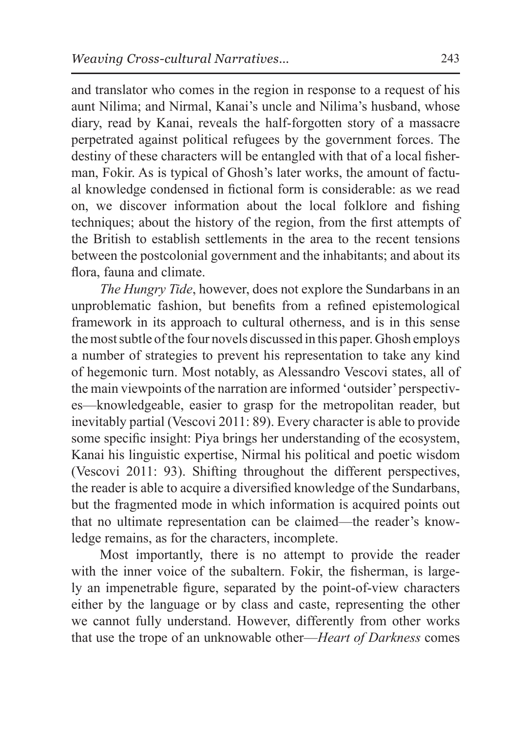and translator who comes in the region in response to a request of his aunt Nilima; and Nirmal, Kanai's uncle and Nilima's husband, whose diary, read by Kanai, reveals the half-forgotten story of a massacre perpetrated against political refugees by the government forces. The destiny of these characters will be entangled with that of a local fisherman, Fokir. As is typical of Ghosh's later works, the amount of factual knowledge condensed in fictional form is considerable: as we read on, we discover information about the local folklore and fishing techniques; about the history of the region, from the first attempts of the British to establish settlements in the area to the recent tensions between the postcolonial government and the inhabitants; and about its flora, fauna and climate.

*The Hungry Tide*, however, does not explore the Sundarbans in an unproblematic fashion, but benefits from a refined epistemological framework in its approach to cultural otherness, and is in this sense the most subtle of the four novels discussed in this paper. Ghosh employs a number of strategies to prevent his representation to take any kind of hegemonic turn. Most notably, as Alessandro Vescovi states, all of the main viewpoints of the narration are informed 'outsider' perspectives—knowledgeable, easier to grasp for the metropolitan reader, but inevitably partial (Vescovi 2011: 89). Every character is able to provide some specific insight: Piya brings her understanding of the ecosystem, Kanai his linguistic expertise, Nirmal his political and poetic wisdom (Vescovi 2011: 93). Shifting throughout the different perspectives, the reader is able to acquire a diversified knowledge of the Sundarbans, but the fragmented mode in which information is acquired points out that no ultimate representation can be claimed—the reader's knowledge remains, as for the characters, incomplete.

Most importantly, there is no attempt to provide the reader with the inner voice of the subaltern. Fokir, the fisherman, is largely an impenetrable figure, separated by the point-of-view characters either by the language or by class and caste, representing the other we cannot fully understand. However, differently from other works that use the trope of an unknowable other—*Heart of Darkness* comes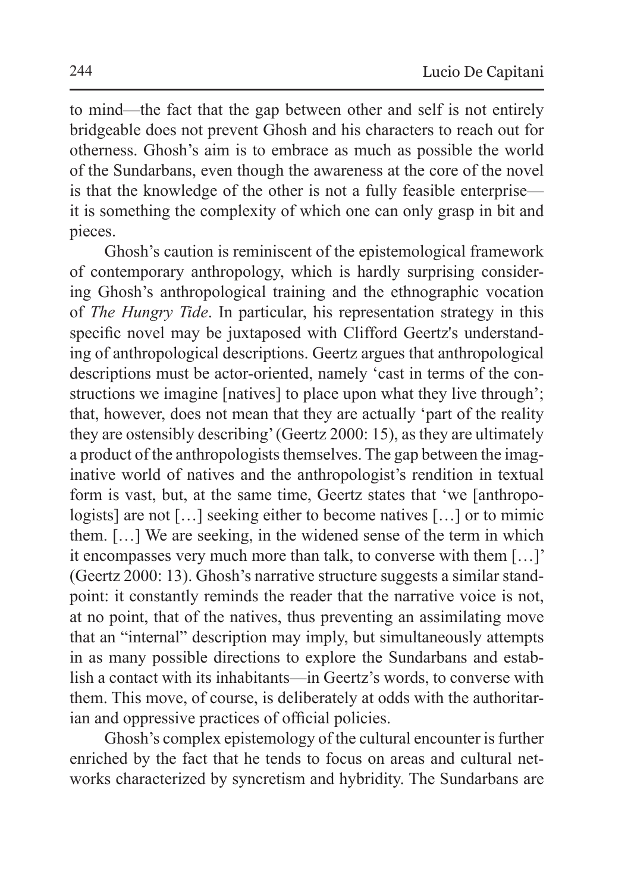to mind—the fact that the gap between other and self is not entirely bridgeable does not prevent Ghosh and his characters to reach out for otherness. Ghosh's aim is to embrace as much as possible the world of the Sundarbans, even though the awareness at the core of the novel is that the knowledge of the other is not a fully feasible enterprise—it is something the complexity of which one can only grasp in bit and pieces.

Ghosh's caution is reminiscent of the epistemological framework of contemporary anthropology, which is hardly surprising considering Ghosh's anthropological training and the ethnographic vocation of *The Hungry Tide*. In particular, his representation strategy in this specific novel may be juxtaposed with Clifford Geertz's understanding of anthropological descriptions. Geertz argues that anthropological descriptions must be actor-oriented, namely 'cast in terms of the constructions we imagine [natives] to place upon what they live through'; that, however, does not mean that they are actually 'part of the reality they are ostensibly describing' (Geertz 2000: 15), as they are ultimately a product of the anthropologists themselves. The gap between the imaginative world of natives and the anthropologist's rendition in textual form is vast, but, at the same time, Geertz states that 'we [anthropologists] are not […] seeking either to become natives […] or to mimic them. […] We are seeking, in the widened sense of the term in which it encompasses very much more than talk, to converse with them […]' (Geertz 2000: 13). Ghosh's narrative structure suggests a similar standpoint: it constantly reminds the reader that the narrative voice is not, at no point, that of the natives, thus preventing an assimilating move that an "internal" description may imply, but simultaneously attempts in as many possible directions to explore the Sundarbans and establish a contact with its inhabitants—in Geertz's words, to converse with them. This move, of course, is deliberately at odds with the authoritarian and oppressive practices of official policies.

Ghosh's complex epistemology of the cultural encounter is further enriched by the fact that he tends to focus on areas and cultural networks characterized by syncretism and hybridity. The Sundarbans are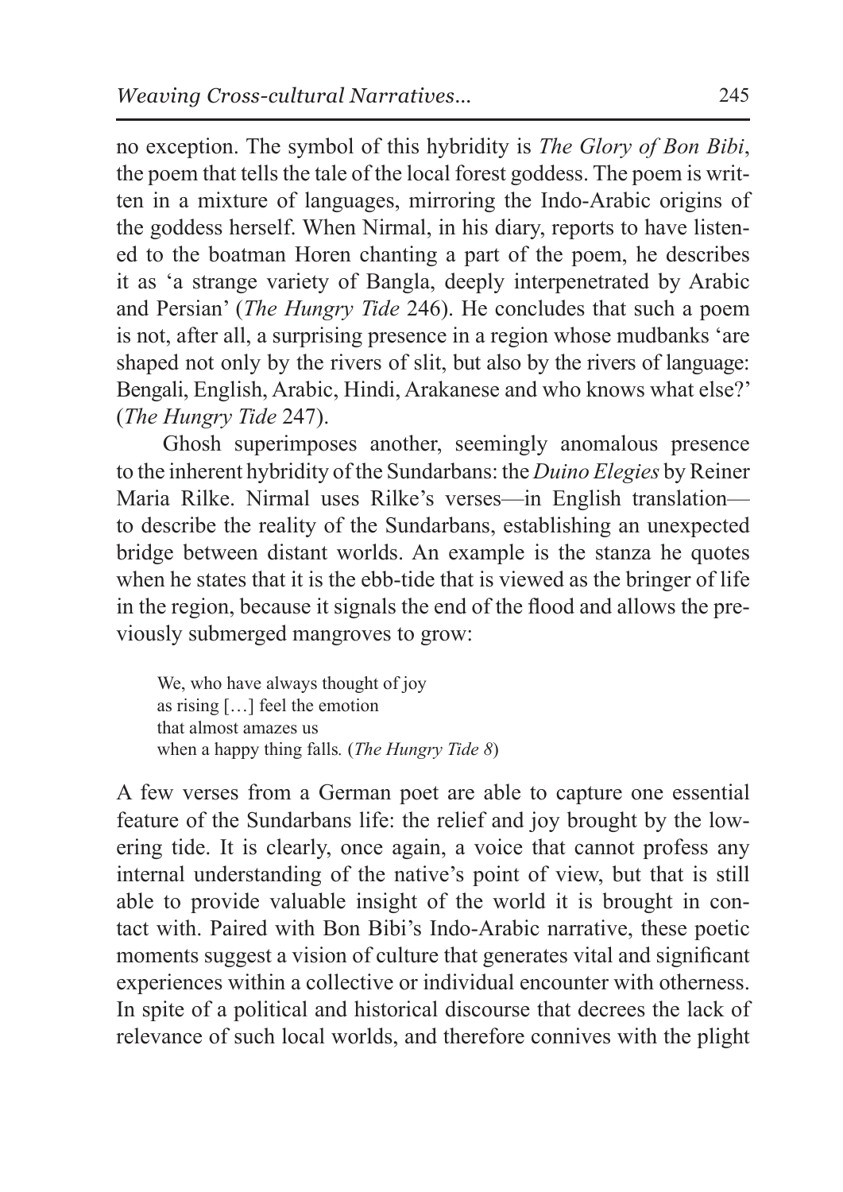no exception. The symbol of this hybridity is *The Glory of Bon Bibi*, the poem that tells the tale of the local forest goddess. The poem is written in a mixture of languages, mirroring the Indo-Arabic origins of the goddess herself. When Nirmal, in his diary, reports to have listened to the boatman Horen chanting a part of the poem, he describes it as 'a strange variety of Bangla, deeply interpenetrated by Arabic and Persian' (*The Hungry Tide* 246). He concludes that such a poem is not, after all, a surprising presence in a region whose mudbanks 'are shaped not only by the rivers of slit, but also by the rivers of language: Bengali, English, Arabic, Hindi, Arakanese and who knows what else?' (*The Hungry Tide* 247).

Ghosh superimposes another, seemingly anomalous presence to the inherent hybridity of the Sundarbans: the *Duino Elegies* by Reiner Maria Rilke. Nirmal uses Rilke's verses—in English translation—to describe the reality of the Sundarbans, establishing an unexpected bridge between distant worlds. An example is the stanza he quotes when he states that it is the ebb-tide that is viewed as the bringer of life in the region, because it signals the end of the flood and allows the previously submerged mangroves to grow:

> We, who have always thought of joy
> as rising […] feel the emotion
> that almost amazes us
> when a happy thing falls. (*The Hungry Tide 8*)

A few verses from a German poet are able to capture one essential feature of the Sundarbans life: the relief and joy brought by the lowering tide. It is clearly, once again, a voice that cannot profess any internal understanding of the native's point of view, but that is still able to provide valuable insight of the world it is brought in contact with. Paired with Bon Bibi's Indo-Arabic narrative, these poetic moments suggest a vision of culture that generates vital and significant experiences within a collective or individual encounter with otherness. In spite of a political and historical discourse that decrees the lack of relevance of such local worlds, and therefore connives with the plight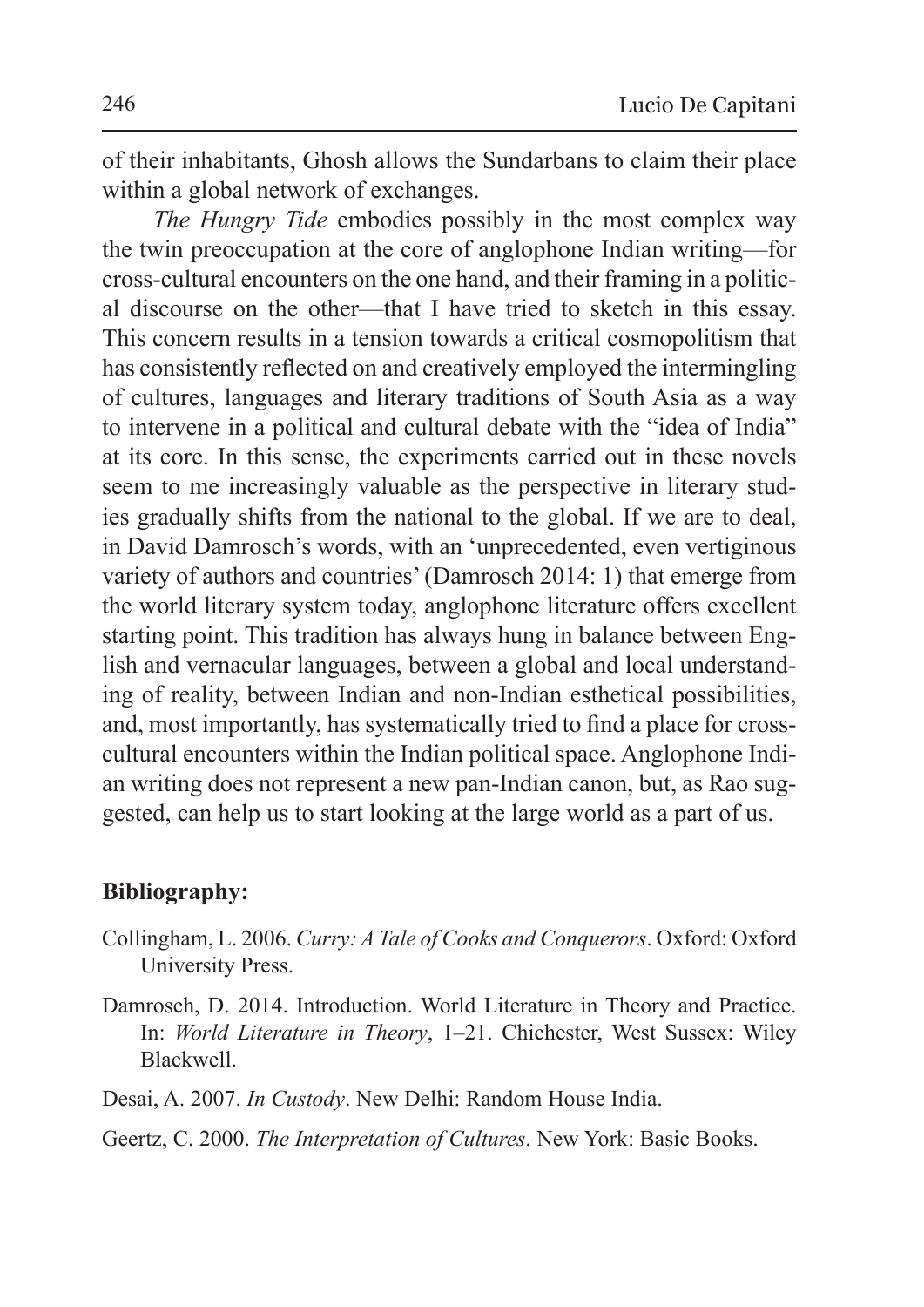of their inhabitants, Ghosh allows the Sundarbans to claim their place within a global network of exchanges.

*The Hungry Tide* embodies possibly in the most complex way the twin preoccupation at the core of anglophone Indian writing—for cross-cultural encounters on the one hand, and their framing in a political discourse on the other—that I have tried to sketch in this essay. This concern results in a tension towards a critical cosmopolitism that has consistently reflected on and creatively employed the intermingling of cultures, languages and literary traditions of South Asia as a way to intervene in a political and cultural debate with the "idea of India" at its core. In this sense, the experiments carried out in these novels seem to me increasingly valuable as the perspective in literary studies gradually shifts from the national to the global. If we are to deal, in David Damrosch's words, with an 'unprecedented, even vertiginous variety of authors and countries' (Damrosch 2014: 1) that emerge from the world literary system today, anglophone literature offers excellent starting point. This tradition has always hung in balance between English and vernacular languages, between a global and local understanding of reality, between Indian and non-Indian esthetical possibilities, and, most importantly, has systematically tried to find a place for cross-cultural encounters within the Indian political space. Anglophone Indian writing does not represent a new pan-Indian canon, but, as Rao suggested, can help us to start looking at the large world as a part of us.

## Bibliography:

Collingham, L. 2006. *Curry: A Tale of Cooks and Conquerors*. Oxford: Oxford University Press.

Damrosch, D. 2014. Introduction. World Literature in Theory and Practice. In: *World Literature in Theory*, 1–21. Chichester, West Sussex: Wiley Blackwell.

Desai, A. 2007. *In Custody*. New Delhi: Random House India.

Geertz, C. 2000. *The Interpretation of Cultures*. New York: Basic Books.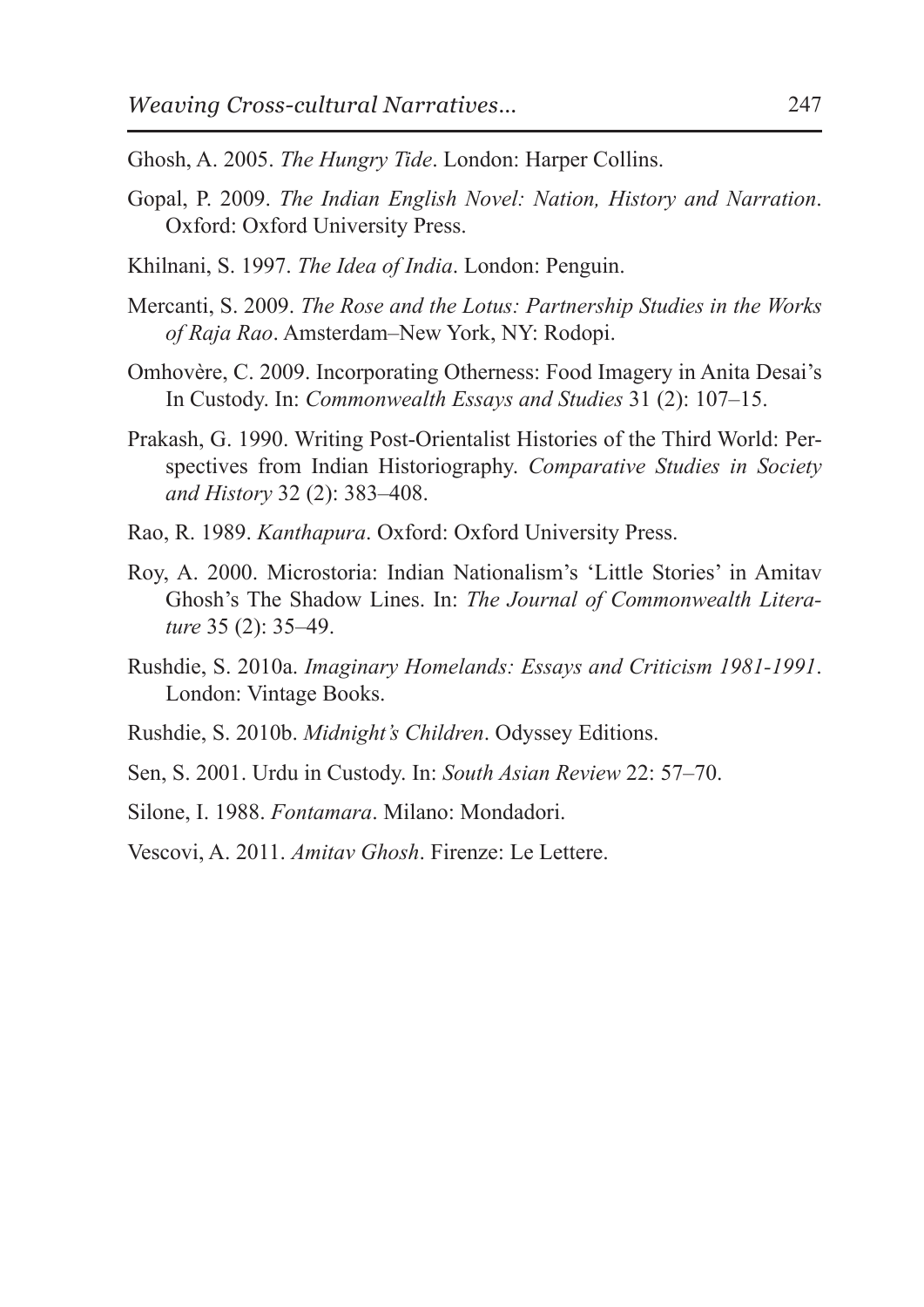Ghosh, A. 2005. *The Hungry Tide*. London: Harper Collins.

Gopal, P. 2009. *The Indian English Novel: Nation, History and Narration*. Oxford: Oxford University Press.

Khilnani, S. 1997. *The Idea of India*. London: Penguin.

Mercanti, S. 2009. *The Rose and the Lotus: Partnership Studies in the Works of Raja Rao*. Amsterdam–New York, NY: Rodopi.

Omhovère, C. 2009. Incorporating Otherness: Food Imagery in Anita Desai's In Custody. In: *Commonwealth Essays and Studies* 31 (2): 107–15.

Prakash, G. 1990. Writing Post-Orientalist Histories of the Third World: Perspectives from Indian Historiography. *Comparative Studies in Society and History* 32 (2): 383–408.

Rao, R. 1989. *Kanthapura*. Oxford: Oxford University Press.

Roy, A. 2000. Microstoria: Indian Nationalism's 'Little Stories' in Amitav Ghosh's The Shadow Lines. In: *The Journal of Commonwealth Literature* 35 (2): 35–49.

Rushdie, S. 2010a. *Imaginary Homelands: Essays and Criticism 1981-1991*. London: Vintage Books.

Rushdie, S. 2010b. *Midnight's Children*. Odyssey Editions.

Sen, S. 2001. Urdu in Custody. In: *South Asian Review* 22: 57–70.

Silone, I. 1988. *Fontamara*. Milano: Mondadori.

Vescovi, A. 2011. *Amitav Ghosh*. Firenze: Le Lettere.